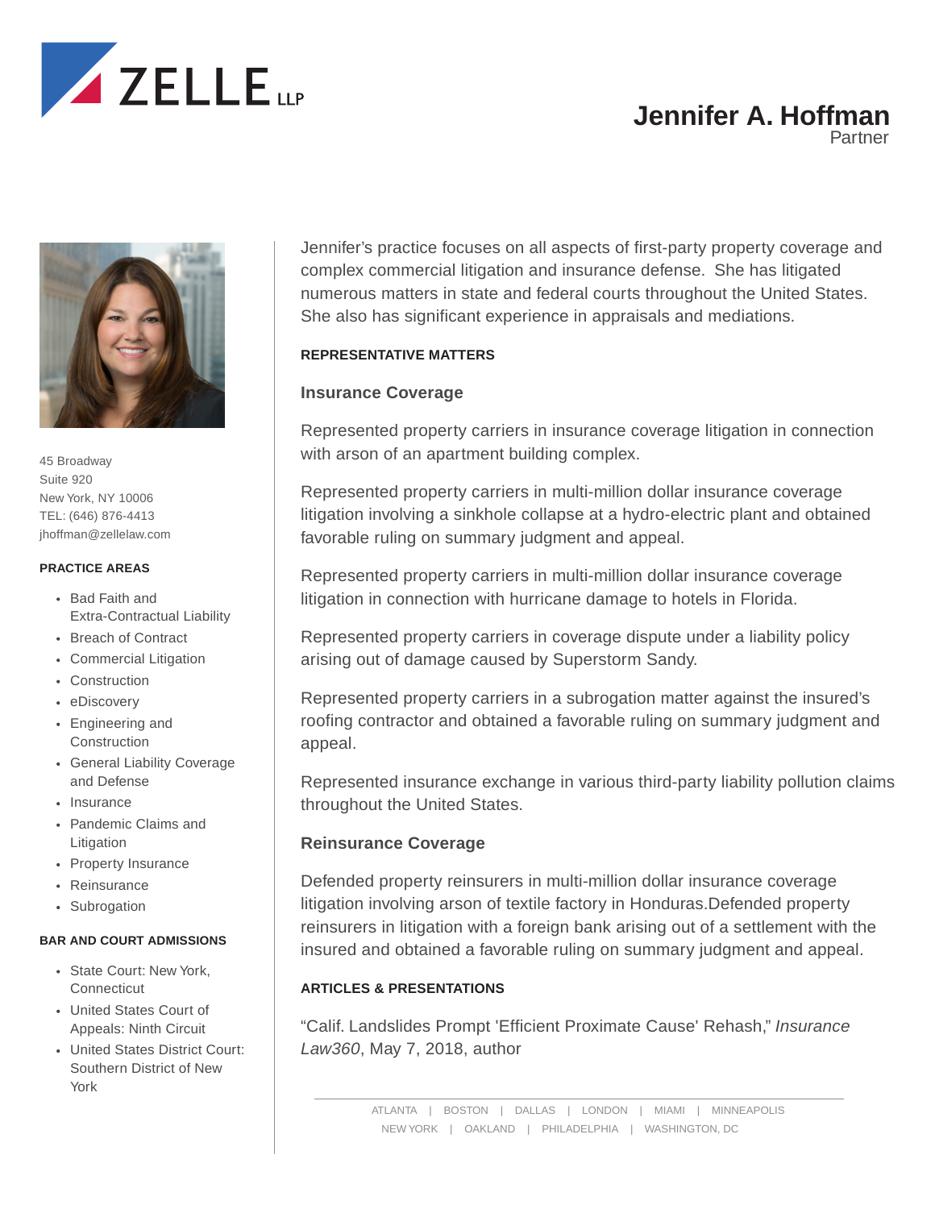# Jennifer A. Hoffman

Partner

45 Broadway
Suite 920
New York, NY 10006
TEL: (646) 876-4413
jhoffman@zellelaw.com

**PRACTICE AREAS**

- Bad Faith and Extra-Contractual Liability
- Breach of Contract
- Commercial Litigation
- Construction
- eDiscovery
- Engineering and Construction
- General Liability Coverage and Defense
- Insurance
- Pandemic Claims and Litigation
- Property Insurance
- Reinsurance
- Subrogation

**BAR AND COURT ADMISSIONS**

- State Court: New York, Connecticut
- United States Court of Appeals: Ninth Circuit
- United States District Court: Southern District of New York

Jennifer's practice focuses on all aspects of first-party property coverage and complex commercial litigation and insurance defense. She has litigated numerous matters in state and federal courts throughout the United States. She also has significant experience in appraisals and mediations.

## REPRESENTATIVE MATTERS

### Insurance Coverage

Represented property carriers in insurance coverage litigation in connection with arson of an apartment building complex.

Represented property carriers in multi-million dollar insurance coverage litigation involving a sinkhole collapse at a hydro-electric plant and obtained favorable ruling on summary judgment and appeal.

Represented property carriers in multi-million dollar insurance coverage litigation in connection with hurricane damage to hotels in Florida.

Represented property carriers in coverage dispute under a liability policy arising out of damage caused by Superstorm Sandy.

Represented property carriers in a subrogation matter against the insured's roofing contractor and obtained a favorable ruling on summary judgment and appeal.

Represented insurance exchange in various third-party liability pollution claims throughout the United States.

### Reinsurance Coverage

Defended property reinsurers in multi-million dollar insurance coverage litigation involving arson of textile factory in Honduras.Defended property reinsurers in litigation with a foreign bank arising out of a settlement with the insured and obtained a favorable ruling on summary judgment and appeal.

## ARTICLES & PRESENTATIONS

"Calif. Landslides Prompt 'Efficient Proximate Cause' Rehash," *Insurance Law360*, May 7, 2018, author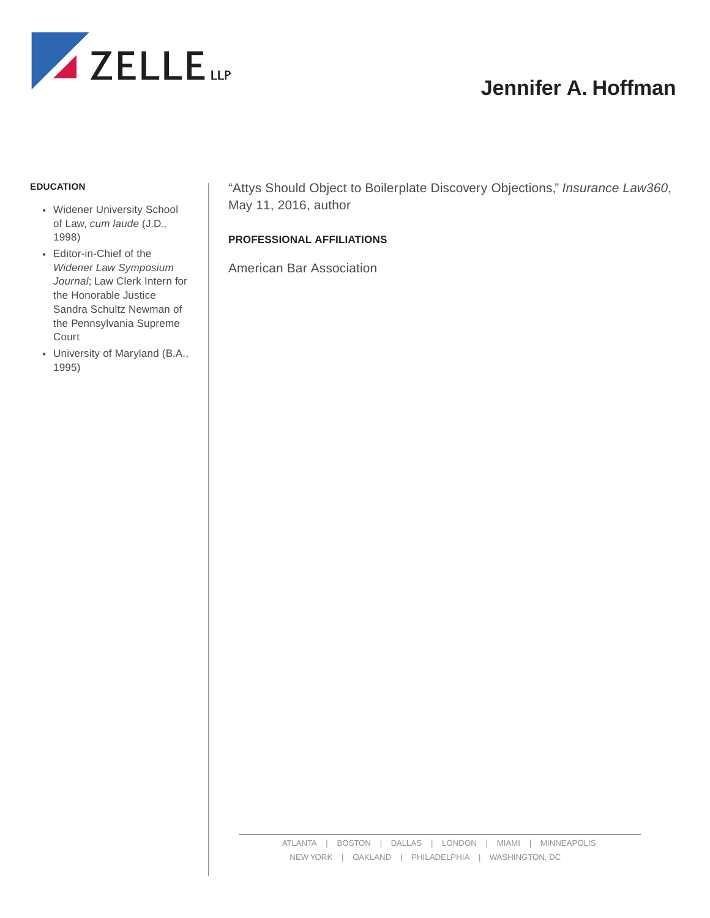# Jennifer A. Hoffman

### EDUCATION

- Widener University School of Law, *cum laude* (J.D., 1998)
- Editor-in-Chief of the *Widener Law Symposium Journal*; Law Clerk Intern for the Honorable Justice Sandra Schultz Newman of the Pennsylvania Supreme Court
- University of Maryland (B.A., 1995)

"Attys Should Object to Boilerplate Discovery Objections," *Insurance Law360*, May 11, 2016, author

### PROFESSIONAL AFFILIATIONS

American Bar Association